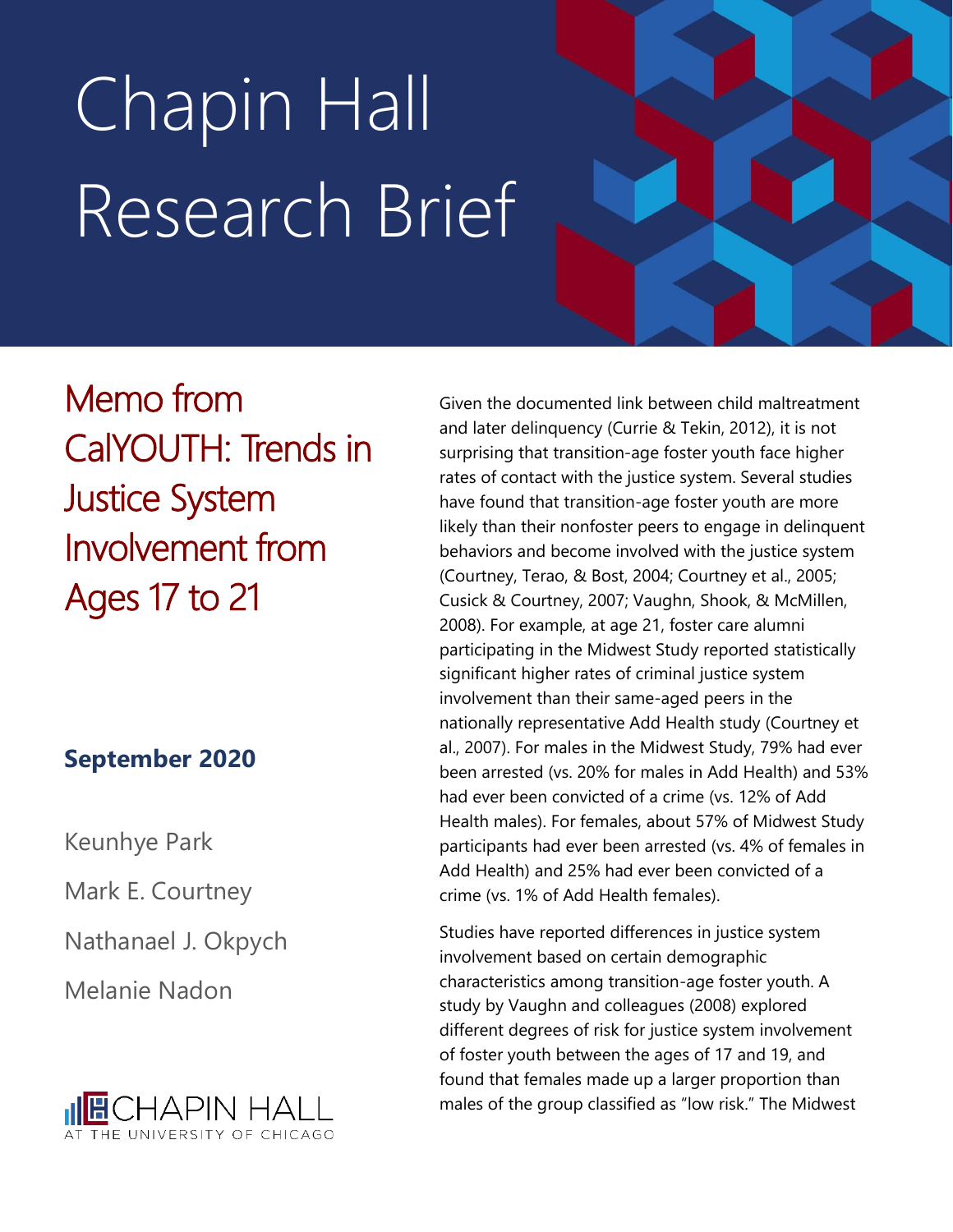# Chapin Hall Research Brief

## Memo from CalYOUTH: Trends in Justice System Involvement from Ages 17 to 21

**September 2020**

Keunhye Park

Mark E. Courtney

Nathanael J. Okpych

Melanie Nadon

CHAPIN HALL AT THE UNIVERSITY OF CHICAGO

Given the documented link between child maltreatment and later delinquency (Currie & Tekin, 2012), it is not surprising that transition-age foster youth face higher rates of contact with the justice system. Several studies have found that transition-age foster youth are more likely than their nonfoster peers to engage in delinquent behaviors and become involved with the justice system (Courtney, Terao, & Bost, 2004; Courtney et al., 2005; Cusick & Courtney, 2007; Vaughn, Shook, & McMillen, 2008). For example, at age 21, foster care alumni participating in the Midwest Study reported statistically significant higher rates of criminal justice system involvement than their same-aged peers in the nationally representative Add Health study (Courtney et al., 2007). For males in the Midwest Study, 79% had ever been arrested (vs. 20% for males in Add Health) and 53% had ever been convicted of a crime (vs. 12% of Add Health males). For females, about 57% of Midwest Study participants had ever been arrested (vs. 4% of females in Add Health) and 25% had ever been convicted of a crime (vs. 1% of Add Health females).

Studies have reported differences in justice system involvement based on certain demographic characteristics among transition-age foster youth. A study by Vaughn and colleagues (2008) explored different degrees of risk for justice system involvement of foster youth between the ages of 17 and 19, and found that females made up a larger proportion than males of the group classified as "low risk." The Midwest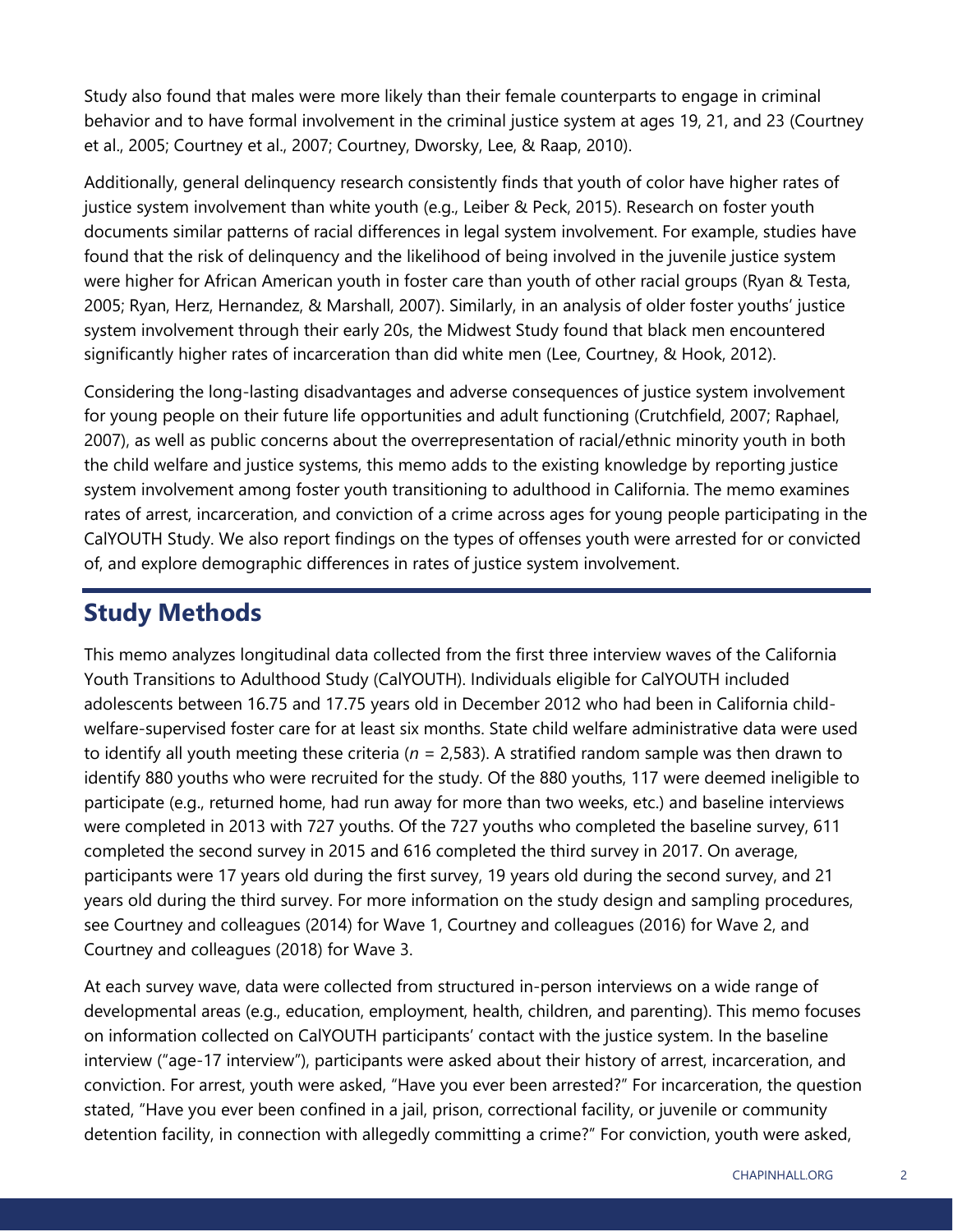Study also found that males were more likely than their female counterparts to engage in criminal behavior and to have formal involvement in the criminal justice system at ages 19, 21, and 23 (Courtney et al., 2005; Courtney et al., 2007; Courtney, Dworsky, Lee, & Raap, 2010).

Additionally, general delinquency research consistently finds that youth of color have higher rates of justice system involvement than white youth (e.g., Leiber & Peck, 2015). Research on foster youth documents similar patterns of racial differences in legal system involvement. For example, studies have found that the risk of delinquency and the likelihood of being involved in the juvenile justice system were higher for African American youth in foster care than youth of other racial groups (Ryan & Testa, 2005; Ryan, Herz, Hernandez, & Marshall, 2007). Similarly, in an analysis of older foster youths' justice system involvement through their early 20s, the Midwest Study found that black men encountered significantly higher rates of incarceration than did white men (Lee, Courtney, & Hook, 2012).

Considering the long-lasting disadvantages and adverse consequences of justice system involvement for young people on their future life opportunities and adult functioning (Crutchfield, 2007; Raphael, 2007), as well as public concerns about the overrepresentation of racial/ethnic minority youth in both the child welfare and justice systems, this memo adds to the existing knowledge by reporting justice system involvement among foster youth transitioning to adulthood in California. The memo examines rates of arrest, incarceration, and conviction of a crime across ages for young people participating in the CalYOUTH Study. We also report findings on the types of offenses youth were arrested for or convicted of, and explore demographic differences in rates of justice system involvement.

## Study Methods

This memo analyzes longitudinal data collected from the first three interview waves of the California Youth Transitions to Adulthood Study (CalYOUTH). Individuals eligible for CalYOUTH included adolescents between 16.75 and 17.75 years old in December 2012 who had been in California child-welfare-supervised foster care for at least six months. State child welfare administrative data were used to identify all youth meeting these criteria (*n* = 2,583). A stratified random sample was then drawn to identify 880 youths who were recruited for the study. Of the 880 youths, 117 were deemed ineligible to participate (e.g., returned home, had run away for more than two weeks, etc.) and baseline interviews were completed in 2013 with 727 youths. Of the 727 youths who completed the baseline survey, 611 completed the second survey in 2015 and 616 completed the third survey in 2017. On average, participants were 17 years old during the first survey, 19 years old during the second survey, and 21 years old during the third survey. For more information on the study design and sampling procedures, see Courtney and colleagues (2014) for Wave 1, Courtney and colleagues (2016) for Wave 2, and Courtney and colleagues (2018) for Wave 3.

At each survey wave, data were collected from structured in-person interviews on a wide range of developmental areas (e.g., education, employment, health, children, and parenting). This memo focuses on information collected on CalYOUTH participants' contact with the justice system. In the baseline interview ("age-17 interview"), participants were asked about their history of arrest, incarceration, and conviction. For arrest, youth were asked, "Have you ever been arrested?" For incarceration, the question stated, "Have you ever been confined in a jail, prison, correctional facility, or juvenile or community detention facility, in connection with allegedly committing a crime?" For conviction, youth were asked,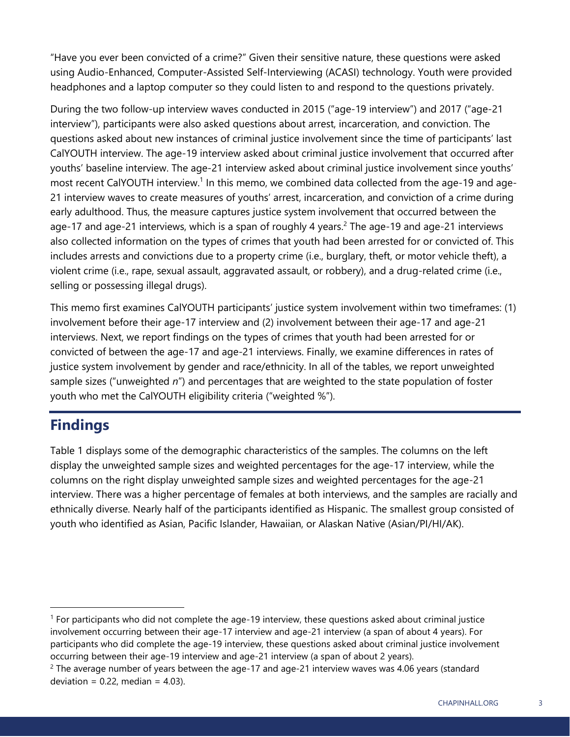"Have you ever been convicted of a crime?" Given their sensitive nature, these questions were asked using Audio-Enhanced, Computer-Assisted Self-Interviewing (ACASI) technology. Youth were provided headphones and a laptop computer so they could listen to and respond to the questions privately.

During the two follow-up interview waves conducted in 2015 ("age-19 interview") and 2017 ("age-21 interview"), participants were also asked questions about arrest, incarceration, and conviction. The questions asked about new instances of criminal justice involvement since the time of participants' last CalYOUTH interview. The age-19 interview asked about criminal justice involvement that occurred after youths' baseline interview. The age-21 interview asked about criminal justice involvement since youths' most recent CalYOUTH interview.[1] In this memo, we combined data collected from the age-19 and age-21 interview waves to create measures of youths' arrest, incarceration, and conviction of a crime during early adulthood. Thus, the measure captures justice system involvement that occurred between the age-17 and age-21 interviews, which is a span of roughly 4 years.[2] The age-19 and age-21 interviews also collected information on the types of crimes that youth had been arrested for or convicted of. This includes arrests and convictions due to a property crime (i.e., burglary, theft, or motor vehicle theft), a violent crime (i.e., rape, sexual assault, aggravated assault, or robbery), and a drug-related crime (i.e., selling or possessing illegal drugs).

This memo first examines CalYOUTH participants' justice system involvement within two timeframes: (1) involvement before their age-17 interview and (2) involvement between their age-17 and age-21 interviews. Next, we report findings on the types of crimes that youth had been arrested for or convicted of between the age-17 and age-21 interviews. Finally, we examine differences in rates of justice system involvement by gender and race/ethnicity. In all of the tables, we report unweighted sample sizes ("unweighted *n*") and percentages that are weighted to the state population of foster youth who met the CalYOUTH eligibility criteria ("weighted %").

## Findings

Table 1 displays some of the demographic characteristics of the samples. The columns on the left display the unweighted sample sizes and weighted percentages for the age-17 interview, while the columns on the right display unweighted sample sizes and weighted percentages for the age-21 interview. There was a higher percentage of females at both interviews, and the samples are racially and ethnically diverse. Nearly half of the participants identified as Hispanic. The smallest group consisted of youth who identified as Asian, Pacific Islander, Hawaiian, or Alaskan Native (Asian/PI/HI/AK).

---

[1] For participants who did not complete the age-19 interview, these questions asked about criminal justice involvement occurring between their age-17 interview and age-21 interview (a span of about 4 years). For participants who did complete the age-19 interview, these questions asked about criminal justice involvement occurring between their age-19 interview and age-21 interview (a span of about 2 years).

[2] The average number of years between the age-17 and age-21 interview waves was 4.06 years (standard deviation = 0.22, median = 4.03).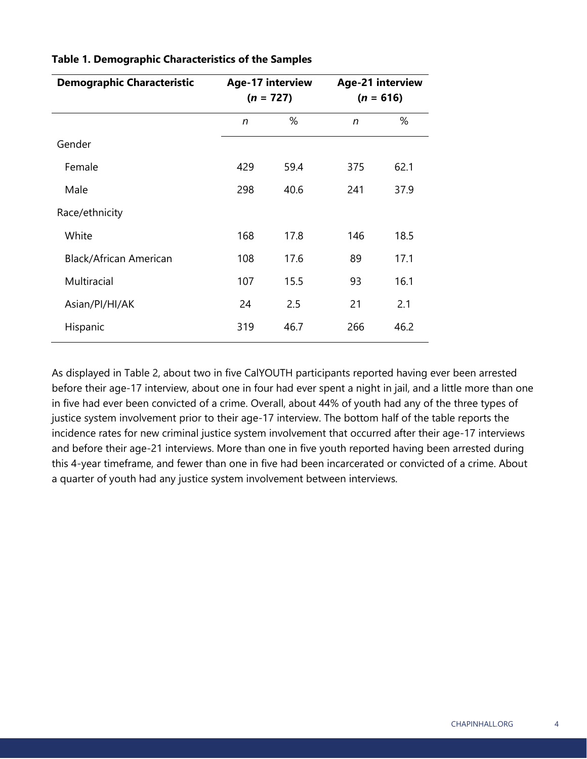**Table 1. Demographic Characteristics of the Samples**

| Demographic Characteristic | Age-17 interview ($n$ = 727) | | Age-21 interview ($n$ = 616) | |
|---|---|---|---|---|
| | $n$ | % | $n$ | % |
| Gender | | | | |
| Female | 429 | 59.4 | 375 | 62.1 |
| Male | 298 | 40.6 | 241 | 37.9 |
| Race/ethnicity | | | | |
| White | 168 | 17.8 | 146 | 18.5 |
| Black/African American | 108 | 17.6 | 89 | 17.1 |
| Multiracial | 107 | 15.5 | 93 | 16.1 |
| Asian/PI/HI/AK | 24 | 2.5 | 21 | 2.1 |
| Hispanic | 319 | 46.7 | 266 | 46.2 |

As displayed in Table 2, about two in five CalYOUTH participants reported having ever been arrested before their age-17 interview, about one in four had ever spent a night in jail, and a little more than one in five had ever been convicted of a crime. Overall, about 44% of youth had any of the three types of justice system involvement prior to their age-17 interview. The bottom half of the table reports the incidence rates for new criminal justice system involvement that occurred after their age-17 interviews and before their age-21 interviews. More than one in five youth reported having been arrested during this 4-year timeframe, and fewer than one in five had been incarcerated or convicted of a crime. About a quarter of youth had any justice system involvement between interviews.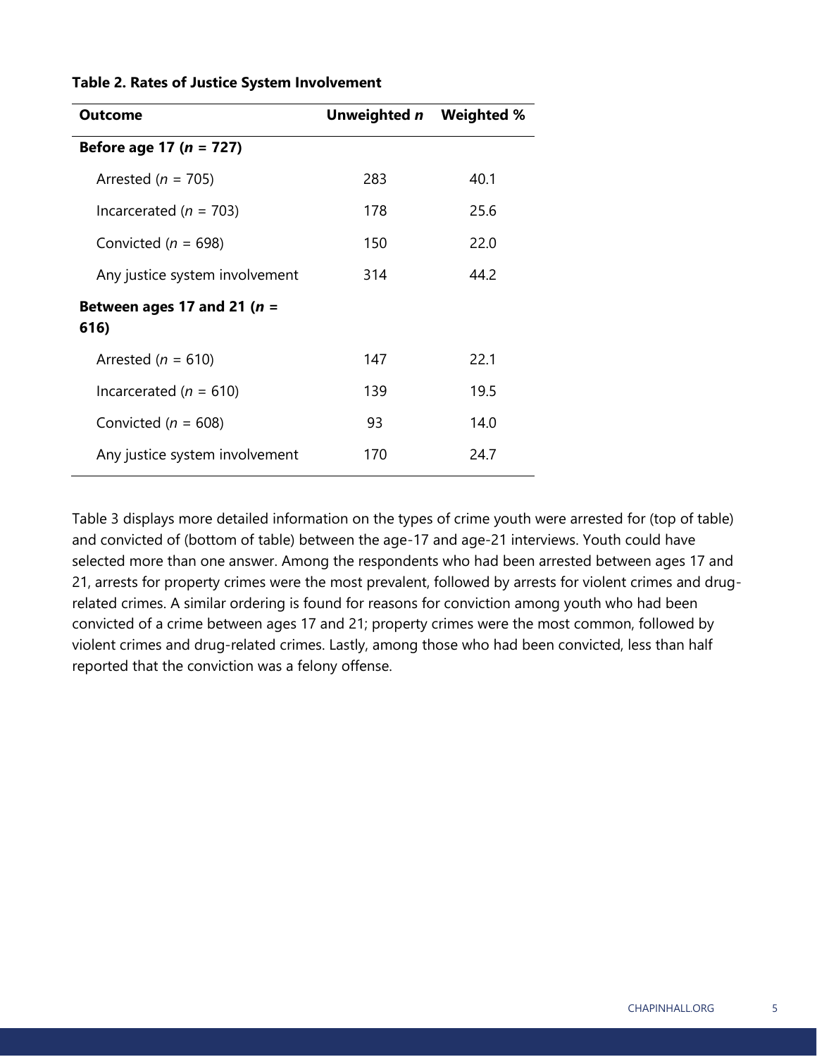**Table 2. Rates of Justice System Involvement**

| Outcome | Unweighted *n* | Weighted % |
|---|---|---|
| **Before age 17 (*n* = 727)** | | |
| Arrested (*n* = 705) | 283 | 40.1 |
| Incarcerated (*n* = 703) | 178 | 25.6 |
| Convicted (*n* = 698) | 150 | 22.0 |
| Any justice system involvement | 314 | 44.2 |
| **Between ages 17 and 21 (*n* = 616)** | | |
| Arrested (*n* = 610) | 147 | 22.1 |
| Incarcerated (*n* = 610) | 139 | 19.5 |
| Convicted (*n* = 608) | 93 | 14.0 |
| Any justice system involvement | 170 | 24.7 |

Table 3 displays more detailed information on the types of crime youth were arrested for (top of table) and convicted of (bottom of table) between the age-17 and age-21 interviews. Youth could have selected more than one answer. Among the respondents who had been arrested between ages 17 and 21, arrests for property crimes were the most prevalent, followed by arrests for violent crimes and drug-related crimes. A similar ordering is found for reasons for conviction among youth who had been convicted of a crime between ages 17 and 21; property crimes were the most common, followed by violent crimes and drug-related crimes. Lastly, among those who had been convicted, less than half reported that the conviction was a felony offense.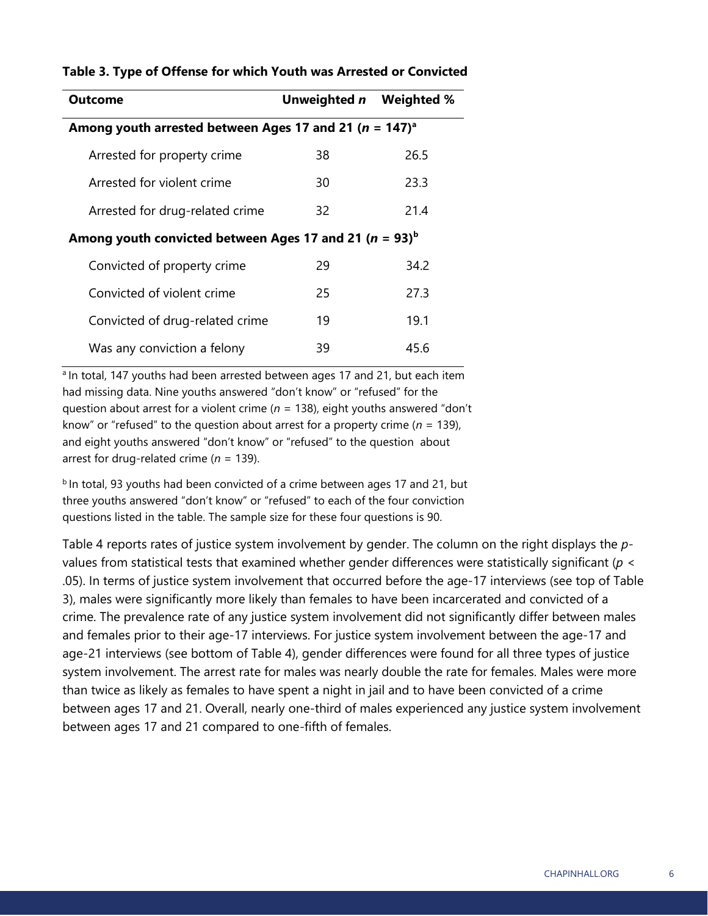**Table 3. Type of Offense for which Youth was Arrested or Convicted**

| Outcome | Unweighted *n* | Weighted % |
|---|---|---|
| **Among youth arrested between Ages 17 and 21 (*n* = 147)[a]** | | |
| Arrested for property crime | 38 | 26.5 |
| Arrested for violent crime | 30 | 23.3 |
| Arrested for drug-related crime | 32 | 21.4 |
| **Among youth convicted between Ages 17 and 21 (*n* = 93)[b]** | | |
| Convicted of property crime | 29 | 34.2 |
| Convicted of violent crime | 25 | 27.3 |
| Convicted of drug-related crime | 19 | 19.1 |
| Was any conviction a felony | 39 | 45.6 |

[a] In total, 147 youths had been arrested between ages 17 and 21, but each item had missing data. Nine youths answered "don't know" or "refused" for the question about arrest for a violent crime (*n* = 138), eight youths answered "don't know" or "refused" to the question about arrest for a property crime (*n* = 139), and eight youths answered "don't know" or "refused" to the question about arrest for drug-related crime (*n* = 139).

[b] In total, 93 youths had been convicted of a crime between ages 17 and 21, but three youths answered "don't know" or "refused" to each of the four conviction questions listed in the table. The sample size for these four questions is 90.

Table 4 reports rates of justice system involvement by gender. The column on the right displays the *p*-values from statistical tests that examined whether gender differences were statistically significant ($p < .05$). In terms of justice system involvement that occurred before the age-17 interviews (see top of Table 3), males were significantly more likely than females to have been incarcerated and convicted of a crime. The prevalence rate of any justice system involvement did not significantly differ between males and females prior to their age-17 interviews. For justice system involvement between the age-17 and age-21 interviews (see bottom of Table 4), gender differences were found for all three types of justice system involvement. The arrest rate for males was nearly double the rate for females. Males were more than twice as likely as females to have spent a night in jail and to have been convicted of a crime between ages 17 and 21. Overall, nearly one-third of males experienced any justice system involvement between ages 17 and 21 compared to one-fifth of females.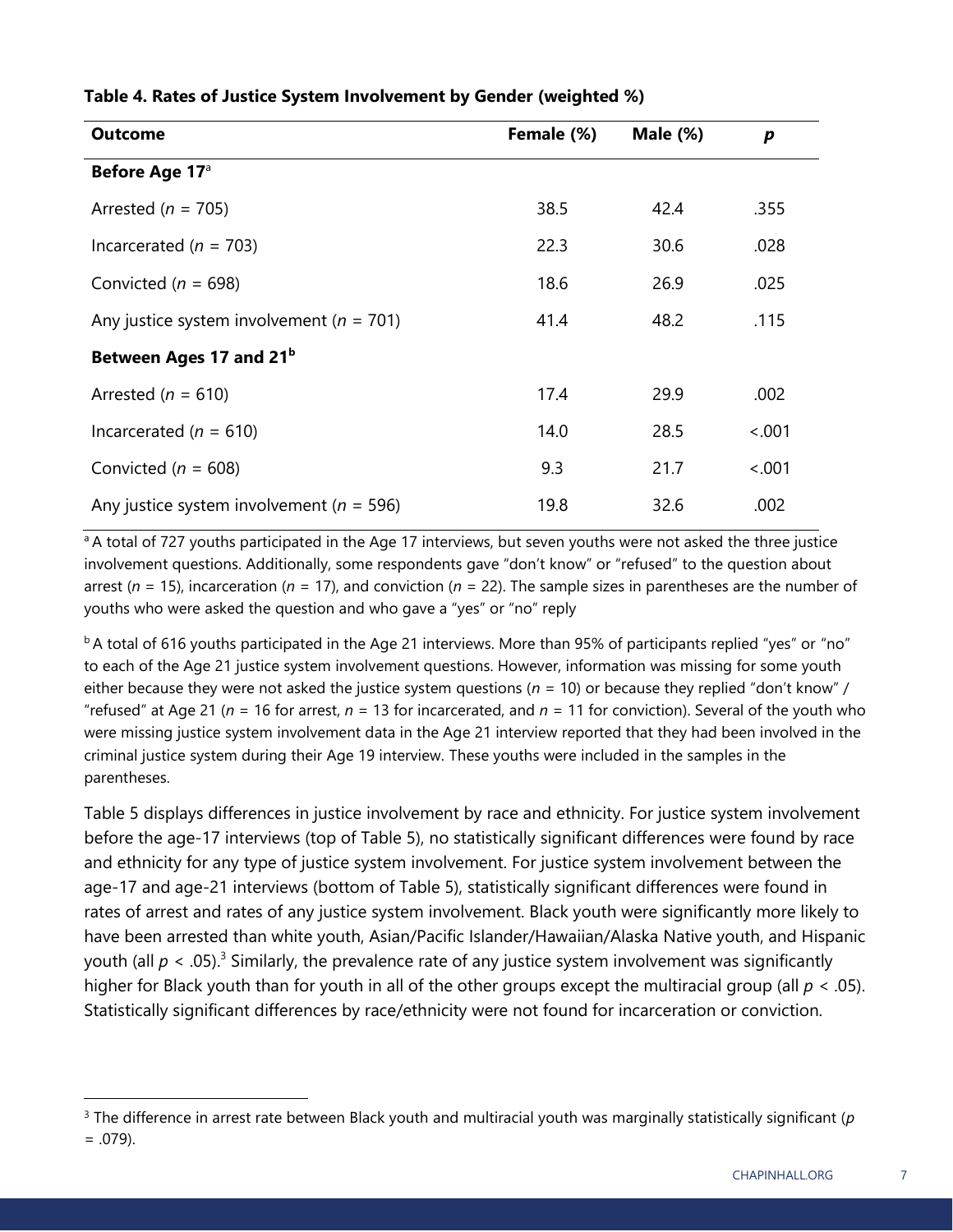**Table 4. Rates of Justice System Involvement by Gender (weighted %)**

| Outcome | Female (%) | Male (%) | *p* |
|---|---|---|---|
| **Before Age 17**[a] | | | |
| Arrested (*n* = 705) | 38.5 | 42.4 | .355 |
| Incarcerated (*n* = 703) | 22.3 | 30.6 | .028 |
| Convicted (*n* = 698) | 18.6 | 26.9 | .025 |
| Any justice system involvement (*n* = 701) | 41.4 | 48.2 | .115 |
| **Between Ages 17 and 21**[b] | | | |
| Arrested (*n* = 610) | 17.4 | 29.9 | .002 |
| Incarcerated (*n* = 610) | 14.0 | 28.5 | <.001 |
| Convicted (*n* = 608) | 9.3 | 21.7 | <.001 |
| Any justice system involvement (*n* = 596) | 19.8 | 32.6 | .002 |

[a] A total of 727 youths participated in the Age 17 interviews, but seven youths were not asked the three justice involvement questions. Additionally, some respondents gave "don't know" or "refused" to the question about arrest (*n* = 15), incarceration (*n* = 17), and conviction (*n* = 22). The sample sizes in parentheses are the number of youths who were asked the question and who gave a "yes" or "no" reply

[b] A total of 616 youths participated in the Age 21 interviews. More than 95% of participants replied "yes" or "no" to each of the Age 21 justice system involvement questions. However, information was missing for some youth either because they were not asked the justice system questions (*n* = 10) or because they replied "don't know" / "refused" at Age 21 (*n* = 16 for arrest, *n* = 13 for incarcerated, and *n* = 11 for conviction). Several of the youth who were missing justice system involvement data in the Age 21 interview reported that they had been involved in the criminal justice system during their Age 19 interview. These youths were included in the samples in the parentheses.

Table 5 displays differences in justice involvement by race and ethnicity. For justice system involvement before the age-17 interviews (top of Table 5), no statistically significant differences were found by race and ethnicity for any type of justice system involvement. For justice system involvement between the age-17 and age-21 interviews (bottom of Table 5), statistically significant differences were found in rates of arrest and rates of any justice system involvement. Black youth were significantly more likely to have been arrested than white youth, Asian/Pacific Islander/Hawaiian/Alaska Native youth, and Hispanic youth (all $p < .05$).[3] Similarly, the prevalence rate of any justice system involvement was significantly higher for Black youth than for youth in all of the other groups except the multiracial group (all $p < .05$). Statistically significant differences by race/ethnicity were not found for incarceration or conviction.

[3] The difference in arrest rate between Black youth and multiracial youth was marginally statistically significant ($p = .079$).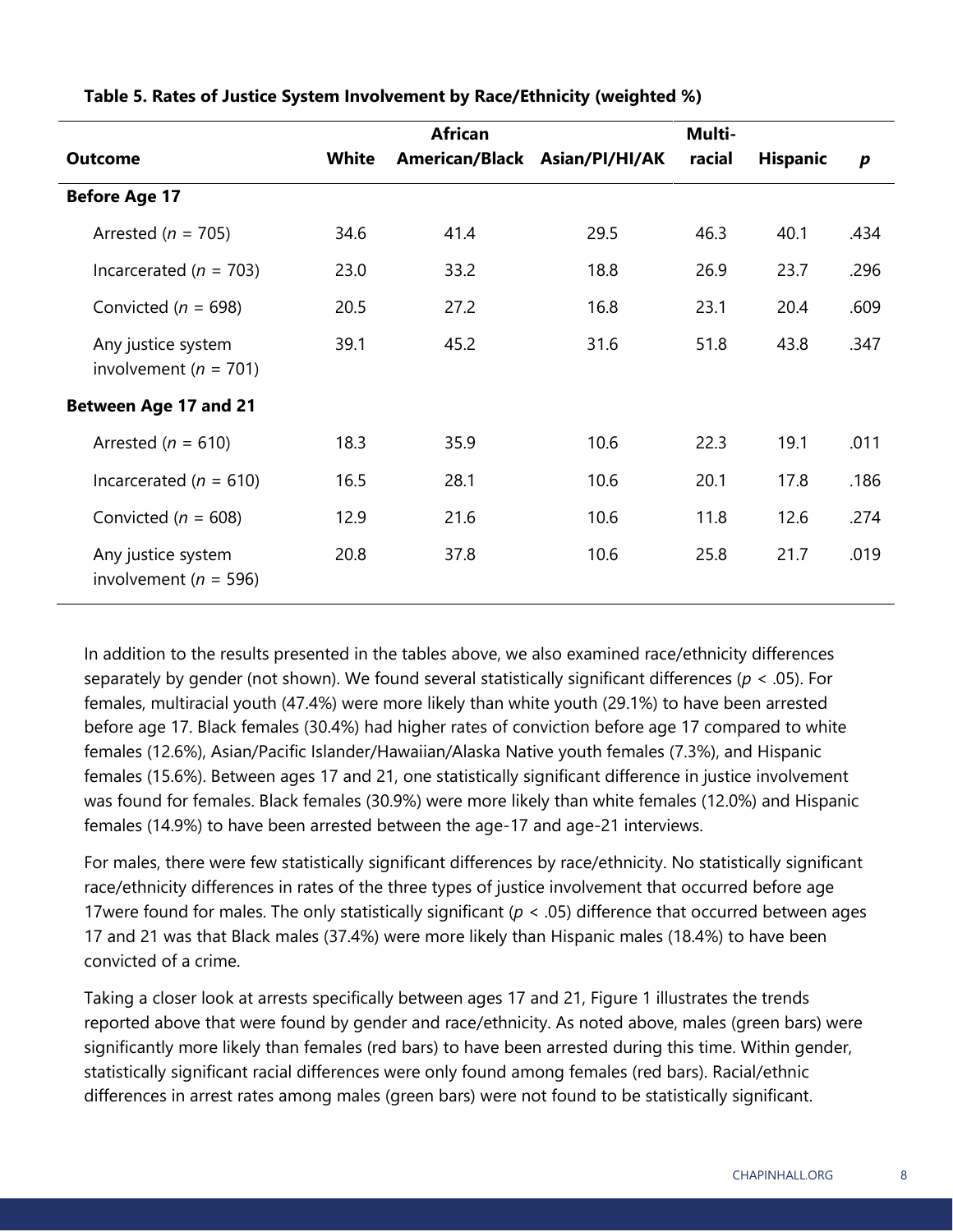**Table 5. Rates of Justice System Involvement by Race/Ethnicity (weighted %)**

| Outcome | White | African American/Black | Asian/PI/HI/AK | Multi-racial | Hispanic | *p* |
|---|---|---|---|---|---|---|
| **Before Age 17** | | | | | | |
| Arrested ($n$ = 705) | 34.6 | 41.4 | 29.5 | 46.3 | 40.1 | .434 |
| Incarcerated ($n$ = 703) | 23.0 | 33.2 | 18.8 | 26.9 | 23.7 | .296 |
| Convicted ($n$ = 698) | 20.5 | 27.2 | 16.8 | 23.1 | 20.4 | .609 |
| Any justice system involvement ($n$ = 701) | 39.1 | 45.2 | 31.6 | 51.8 | 43.8 | .347 |
| **Between Age 17 and 21** | | | | | | |
| Arrested ($n$ = 610) | 18.3 | 35.9 | 10.6 | 22.3 | 19.1 | .011 |
| Incarcerated ($n$ = 610) | 16.5 | 28.1 | 10.6 | 20.1 | 17.8 | .186 |
| Convicted ($n$ = 608) | 12.9 | 21.6 | 10.6 | 11.8 | 12.6 | .274 |
| Any justice system involvement ($n$ = 596) | 20.8 | 37.8 | 10.6 | 25.8 | 21.7 | .019 |

In addition to the results presented in the tables above, we also examined race/ethnicity differences separately by gender (not shown). We found several statistically significant differences ($p < .05$). For females, multiracial youth (47.4%) were more likely than white youth (29.1%) to have been arrested before age 17. Black females (30.4%) had higher rates of conviction before age 17 compared to white females (12.6%), Asian/Pacific Islander/Hawaiian/Alaska Native youth females (7.3%), and Hispanic females (15.6%). Between ages 17 and 21, one statistically significant difference in justice involvement was found for females. Black females (30.9%) were more likely than white females (12.0%) and Hispanic females (14.9%) to have been arrested between the age-17 and age-21 interviews.

For males, there were few statistically significant differences by race/ethnicity. No statistically significant race/ethnicity differences in rates of the three types of justice involvement that occurred before age 17were found for males. The only statistically significant ($p < .05$) difference that occurred between ages 17 and 21 was that Black males (37.4%) were more likely than Hispanic males (18.4%) to have been convicted of a crime.

Taking a closer look at arrests specifically between ages 17 and 21, Figure 1 illustrates the trends reported above that were found by gender and race/ethnicity. As noted above, males (green bars) were significantly more likely than females (red bars) to have been arrested during this time. Within gender, statistically significant racial differences were only found among females (red bars). Racial/ethnic differences in arrest rates among males (green bars) were not found to be statistically significant.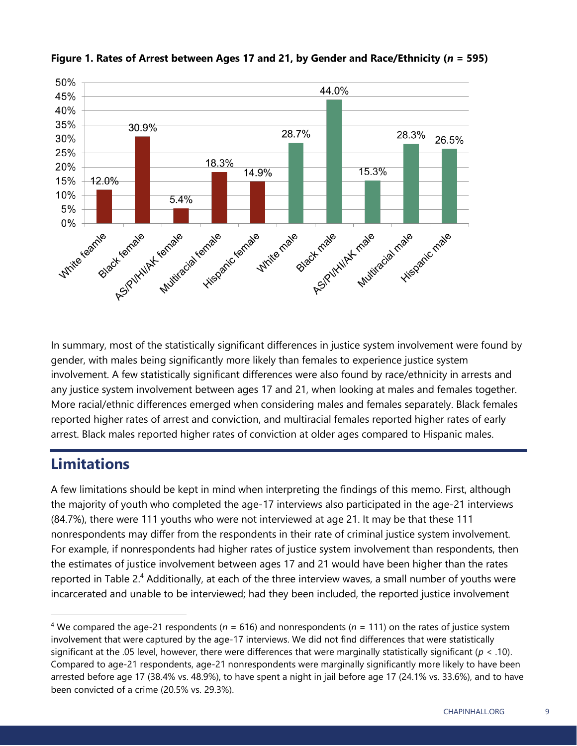**Figure 1. Rates of Arrest between Ages 17 and 21, by Gender and Race/Ethnicity (*n* = 595)**

| Group | Rate of arrest |
| --- | --- |
| White feamle | 12.0% |
| Black female | 30.9% |
| AS/PI/HI/AK female | 5.4% |
| Multiracial female | 18.3% |
| Hispanic female | 14.9% |
| White male | 28.7% |
| Black male | 44.0% |
| AS/PI/HI/AK male | 15.3% |
| Multiracial male | 28.3% |
| Hispanic male | 26.5% |

In summary, most of the statistically significant differences in justice system involvement were found by gender, with males being significantly more likely than females to experience justice system involvement. A few statistically significant differences were also found by race/ethnicity in arrests and any justice system involvement between ages 17 and 21, when looking at males and females together. More racial/ethnic differences emerged when considering males and females separately. Black females reported higher rates of arrest and conviction, and multiracial females reported higher rates of early arrest. Black males reported higher rates of conviction at older ages compared to Hispanic males.

## Limitations

A few limitations should be kept in mind when interpreting the findings of this memo. First, although the majority of youth who completed the age-17 interviews also participated in the age-21 interviews (84.7%), there were 111 youths who were not interviewed at age 21. It may be that these 111 nonrespondents may differ from the respondents in their rate of criminal justice system involvement. For example, if nonrespondents had higher rates of justice system involvement than respondents, then the estimates of justice involvement between ages 17 and 21 would have been higher than the rates reported in Table 2.[4] Additionally, at each of the three interview waves, a small number of youths were incarcerated and unable to be interviewed; had they been included, the reported justice involvement

[4] We compared the age-21 respondents (*n* = 616) and nonrespondents (*n* = 111) on the rates of justice system involvement that were captured by the age-17 interviews. We did not find differences that were statistically significant at the .05 level, however, there were differences that were marginally statistically significant ($p < .10$). Compared to age-21 respondents, age-21 nonrespondents were marginally significantly more likely to have been arrested before age 17 (38.4% vs. 48.9%), to have spent a night in jail before age 17 (24.1% vs. 33.6%), and to have been convicted of a crime (20.5% vs. 29.3%).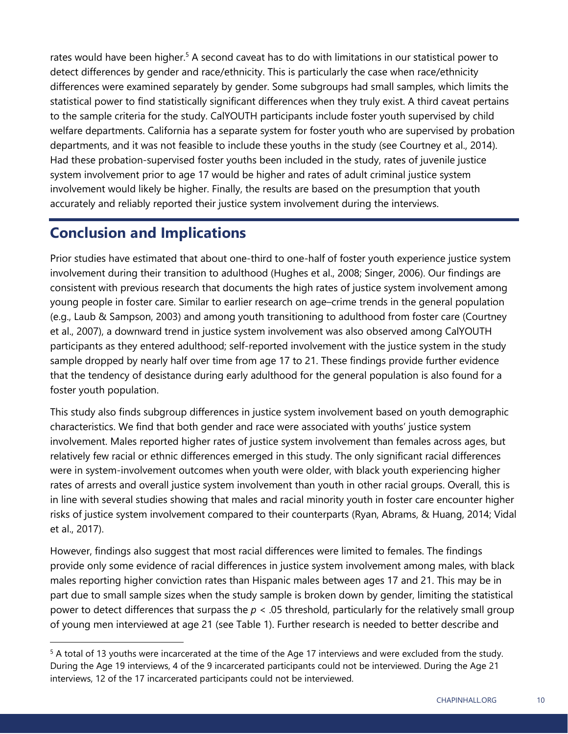rates would have been higher.[5] A second caveat has to do with limitations in our statistical power to detect differences by gender and race/ethnicity. This is particularly the case when race/ethnicity differences were examined separately by gender. Some subgroups had small samples, which limits the statistical power to find statistically significant differences when they truly exist. A third caveat pertains to the sample criteria for the study. CalYOUTH participants include foster youth supervised by child welfare departments. California has a separate system for foster youth who are supervised by probation departments, and it was not feasible to include these youths in the study (see Courtney et al., 2014). Had these probation-supervised foster youths been included in the study, rates of juvenile justice system involvement prior to age 17 would be higher and rates of adult criminal justice system involvement would likely be higher. Finally, the results are based on the presumption that youth accurately and reliably reported their justice system involvement during the interviews.

## Conclusion and Implications

Prior studies have estimated that about one-third to one-half of foster youth experience justice system involvement during their transition to adulthood (Hughes et al., 2008; Singer, 2006). Our findings are consistent with previous research that documents the high rates of justice system involvement among young people in foster care. Similar to earlier research on age–crime trends in the general population (e.g., Laub & Sampson, 2003) and among youth transitioning to adulthood from foster care (Courtney et al., 2007), a downward trend in justice system involvement was also observed among CalYOUTH participants as they entered adulthood; self-reported involvement with the justice system in the study sample dropped by nearly half over time from age 17 to 21. These findings provide further evidence that the tendency of desistance during early adulthood for the general population is also found for a foster youth population.

This study also finds subgroup differences in justice system involvement based on youth demographic characteristics. We find that both gender and race were associated with youths' justice system involvement. Males reported higher rates of justice system involvement than females across ages, but relatively few racial or ethnic differences emerged in this study. The only significant racial differences were in system-involvement outcomes when youth were older, with black youth experiencing higher rates of arrests and overall justice system involvement than youth in other racial groups. Overall, this is in line with several studies showing that males and racial minority youth in foster care encounter higher risks of justice system involvement compared to their counterparts (Ryan, Abrams, & Huang, 2014; Vidal et al., 2017).

However, findings also suggest that most racial differences were limited to females. The findings provide only some evidence of racial differences in justice system involvement among males, with black males reporting higher conviction rates than Hispanic males between ages 17 and 21. This may be in part due to small sample sizes when the study sample is broken down by gender, limiting the statistical power to detect differences that surpass the $p < .05$ threshold, particularly for the relatively small group of young men interviewed at age 21 (see Table 1). Further research is needed to better describe and

[5] A total of 13 youths were incarcerated at the time of the Age 17 interviews and were excluded from the study. During the Age 19 interviews, 4 of the 9 incarcerated participants could not be interviewed. During the Age 21 interviews, 12 of the 17 incarcerated participants could not be interviewed.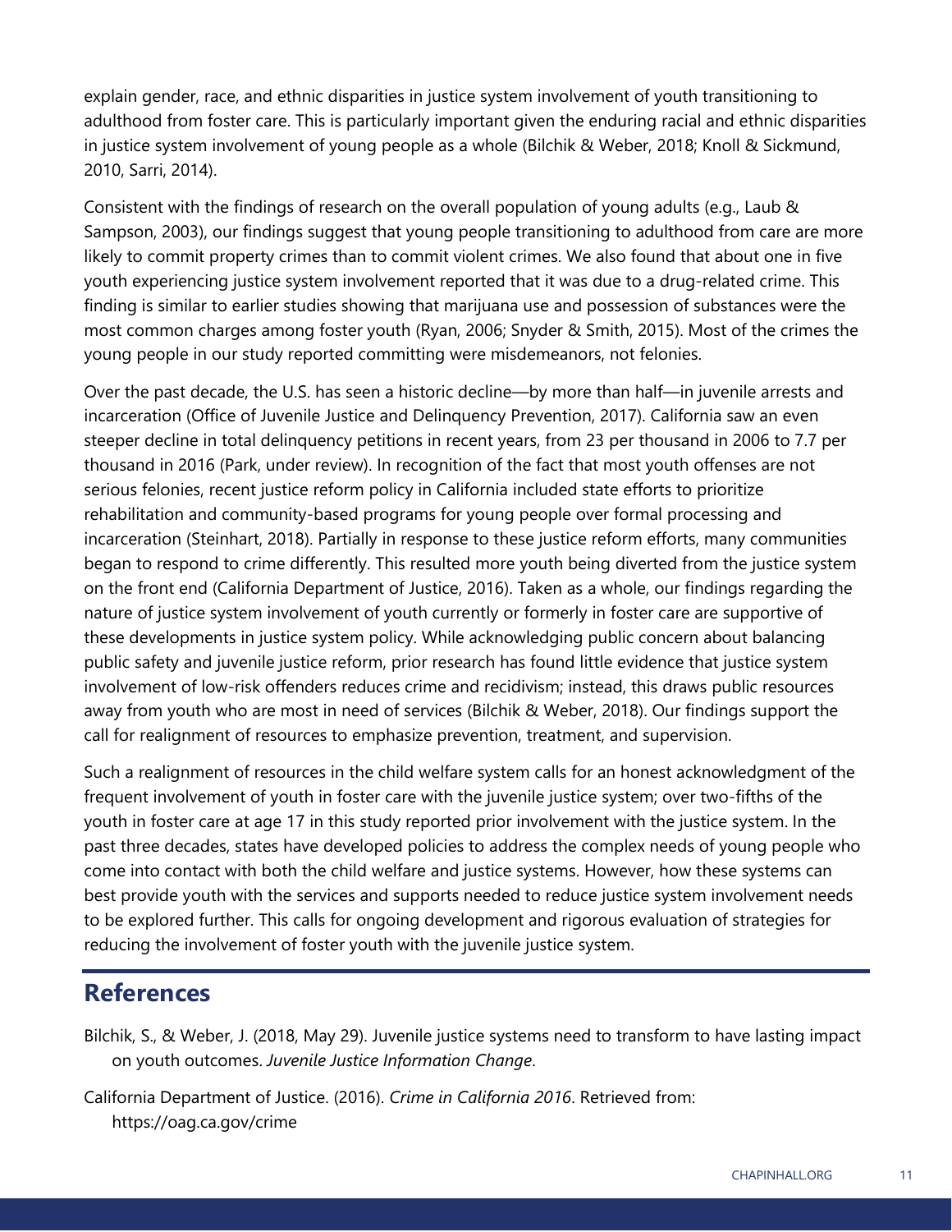explain gender, race, and ethnic disparities in justice system involvement of youth transitioning to adulthood from foster care. This is particularly important given the enduring racial and ethnic disparities in justice system involvement of young people as a whole (Bilchik & Weber, 2018; Knoll & Sickmund, 2010, Sarri, 2014).

Consistent with the findings of research on the overall population of young adults (e.g., Laub & Sampson, 2003), our findings suggest that young people transitioning to adulthood from care are more likely to commit property crimes than to commit violent crimes. We also found that about one in five youth experiencing justice system involvement reported that it was due to a drug-related crime. This finding is similar to earlier studies showing that marijuana use and possession of substances were the most common charges among foster youth (Ryan, 2006; Snyder & Smith, 2015). Most of the crimes the young people in our study reported committing were misdemeanors, not felonies.

Over the past decade, the U.S. has seen a historic decline—by more than half—in juvenile arrests and incarceration (Office of Juvenile Justice and Delinquency Prevention, 2017). California saw an even steeper decline in total delinquency petitions in recent years, from 23 per thousand in 2006 to 7.7 per thousand in 2016 (Park, under review). In recognition of the fact that most youth offenses are not serious felonies, recent justice reform policy in California included state efforts to prioritize rehabilitation and community-based programs for young people over formal processing and incarceration (Steinhart, 2018). Partially in response to these justice reform efforts, many communities began to respond to crime differently. This resulted more youth being diverted from the justice system on the front end (California Department of Justice, 2016). Taken as a whole, our findings regarding the nature of justice system involvement of youth currently or formerly in foster care are supportive of these developments in justice system policy. While acknowledging public concern about balancing public safety and juvenile justice reform, prior research has found little evidence that justice system involvement of low-risk offenders reduces crime and recidivism; instead, this draws public resources away from youth who are most in need of services (Bilchik & Weber, 2018). Our findings support the call for realignment of resources to emphasize prevention, treatment, and supervision.

Such a realignment of resources in the child welfare system calls for an honest acknowledgment of the frequent involvement of youth in foster care with the juvenile justice system; over two-fifths of the youth in foster care at age 17 in this study reported prior involvement with the justice system. In the past three decades, states have developed policies to address the complex needs of young people who come into contact with both the child welfare and justice systems. However, how these systems can best provide youth with the services and supports needed to reduce justice system involvement needs to be explored further. This calls for ongoing development and rigorous evaluation of strategies for reducing the involvement of foster youth with the juvenile justice system.

## References

Bilchik, S., & Weber, J. (2018, May 29). Juvenile justice systems need to transform to have lasting impact on youth outcomes. *Juvenile Justice Information Change*.

California Department of Justice. (2016). *Crime in California 2016*. Retrieved from: https://oag.ca.gov/crime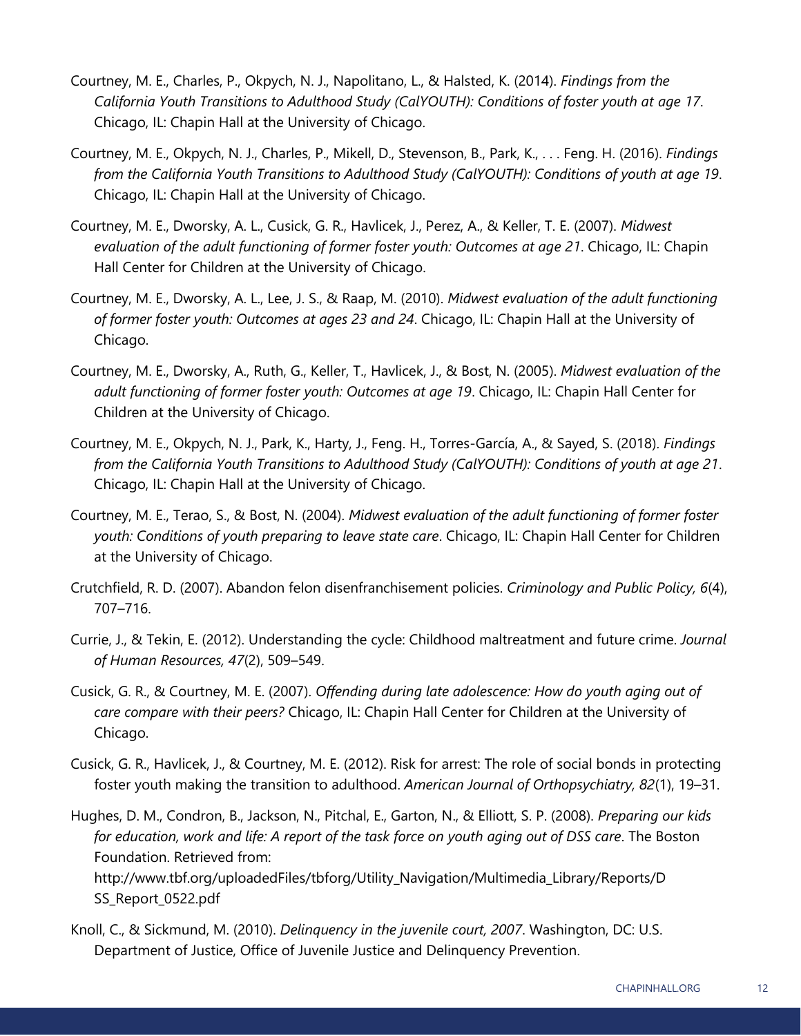Courtney, M. E., Charles, P., Okpych, N. J., Napolitano, L., & Halsted, K. (2014). *Findings from the California Youth Transitions to Adulthood Study (CalYOUTH): Conditions of foster youth at age 17*. Chicago, IL: Chapin Hall at the University of Chicago.

Courtney, M. E., Okpych, N. J., Charles, P., Mikell, D., Stevenson, B., Park, K., . . . Feng. H. (2016). *Findings from the California Youth Transitions to Adulthood Study (CalYOUTH): Conditions of youth at age 19*. Chicago, IL: Chapin Hall at the University of Chicago.

Courtney, M. E., Dworsky, A. L., Cusick, G. R., Havlicek, J., Perez, A., & Keller, T. E. (2007). *Midwest evaluation of the adult functioning of former foster youth: Outcomes at age 21*. Chicago, IL: Chapin Hall Center for Children at the University of Chicago.

Courtney, M. E., Dworsky, A. L., Lee, J. S., & Raap, M. (2010). *Midwest evaluation of the adult functioning of former foster youth: Outcomes at ages 23 and 24*. Chicago, IL: Chapin Hall at the University of Chicago.

Courtney, M. E., Dworsky, A., Ruth, G., Keller, T., Havlicek, J., & Bost, N. (2005). *Midwest evaluation of the adult functioning of former foster youth: Outcomes at age 19*. Chicago, IL: Chapin Hall Center for Children at the University of Chicago.

Courtney, M. E., Okpych, N. J., Park, K., Harty, J., Feng. H., Torres-García, A., & Sayed, S. (2018). *Findings from the California Youth Transitions to Adulthood Study (CalYOUTH): Conditions of youth at age 21*. Chicago, IL: Chapin Hall at the University of Chicago.

Courtney, M. E., Terao, S., & Bost, N. (2004). *Midwest evaluation of the adult functioning of former foster youth: Conditions of youth preparing to leave state care*. Chicago, IL: Chapin Hall Center for Children at the University of Chicago.

Crutchfield, R. D. (2007). Abandon felon disenfranchisement policies. *Criminology and Public Policy, 6*(4), 707–716.

Currie, J., & Tekin, E. (2012). Understanding the cycle: Childhood maltreatment and future crime. *Journal of Human Resources, 47*(2), 509–549.

Cusick, G. R., & Courtney, M. E. (2007). *Offending during late adolescence: How do youth aging out of care compare with their peers?* Chicago, IL: Chapin Hall Center for Children at the University of Chicago.

Cusick, G. R., Havlicek, J., & Courtney, M. E. (2012). Risk for arrest: The role of social bonds in protecting foster youth making the transition to adulthood. *American Journal of Orthopsychiatry, 82*(1), 19–31.

Hughes, D. M., Condron, B., Jackson, N., Pitchal, E., Garton, N., & Elliott, S. P. (2008). *Preparing our kids for education, work and life: A report of the task force on youth aging out of DSS care*. The Boston Foundation. Retrieved from: http://www.tbf.org/uploadedFiles/tbforg/Utility_Navigation/Multimedia_Library/Reports/DSS_Report_0522.pdf

Knoll, C., & Sickmund, M. (2010). *Delinquency in the juvenile court, 2007*. Washington, DC: U.S. Department of Justice, Office of Juvenile Justice and Delinquency Prevention.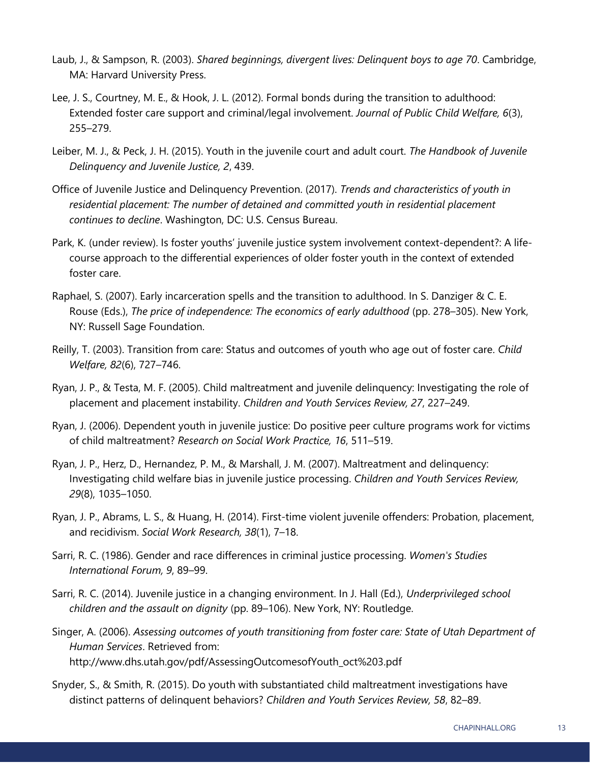Laub, J., & Sampson, R. (2003). *Shared beginnings, divergent lives: Delinquent boys to age 70*. Cambridge, MA: Harvard University Press.

Lee, J. S., Courtney, M. E., & Hook, J. L. (2012). Formal bonds during the transition to adulthood: Extended foster care support and criminal/legal involvement. *Journal of Public Child Welfare, 6*(3), 255–279.

Leiber, M. J., & Peck, J. H. (2015). Youth in the juvenile court and adult court. *The Handbook of Juvenile Delinquency and Juvenile Justice, 2*, 439.

Office of Juvenile Justice and Delinquency Prevention. (2017). *Trends and characteristics of youth in residential placement: The number of detained and committed youth in residential placement continues to decline*. Washington, DC: U.S. Census Bureau.

Park, K. (under review). Is foster youths' juvenile justice system involvement context-dependent?: A life-course approach to the differential experiences of older foster youth in the context of extended foster care.

Raphael, S. (2007). Early incarceration spells and the transition to adulthood. In S. Danziger & C. E. Rouse (Eds.), *The price of independence: The economics of early adulthood* (pp. 278–305). New York, NY: Russell Sage Foundation.

Reilly, T. (2003). Transition from care: Status and outcomes of youth who age out of foster care. *Child Welfare, 82*(6), 727–746.

Ryan, J. P., & Testa, M. F. (2005). Child maltreatment and juvenile delinquency: Investigating the role of placement and placement instability. *Children and Youth Services Review, 27*, 227–249.

Ryan, J. (2006). Dependent youth in juvenile justice: Do positive peer culture programs work for victims of child maltreatment? *Research on Social Work Practice, 16*, 511–519.

Ryan, J. P., Herz, D., Hernandez, P. M., & Marshall, J. M. (2007). Maltreatment and delinquency: Investigating child welfare bias in juvenile justice processing. *Children and Youth Services Review, 29*(8), 1035–1050.

Ryan, J. P., Abrams, L. S., & Huang, H. (2014). First-time violent juvenile offenders: Probation, placement, and recidivism. *Social Work Research, 38*(1), 7–18.

Sarri, R. C. (1986). Gender and race differences in criminal justice processing. *Women's Studies International Forum, 9*, 89–99.

Sarri, R. C. (2014). Juvenile justice in a changing environment. In J. Hall (Ed.), *Underprivileged school children and the assault on dignity* (pp. 89–106). New York, NY: Routledge.

Singer, A. (2006). *Assessing outcomes of youth transitioning from foster care: State of Utah Department of Human Services*. Retrieved from: http://www.dhs.utah.gov/pdf/AssessingOutcomesofYouth_oct%203.pdf

Snyder, S., & Smith, R. (2015). Do youth with substantiated child maltreatment investigations have distinct patterns of delinquent behaviors? *Children and Youth Services Review, 58*, 82–89.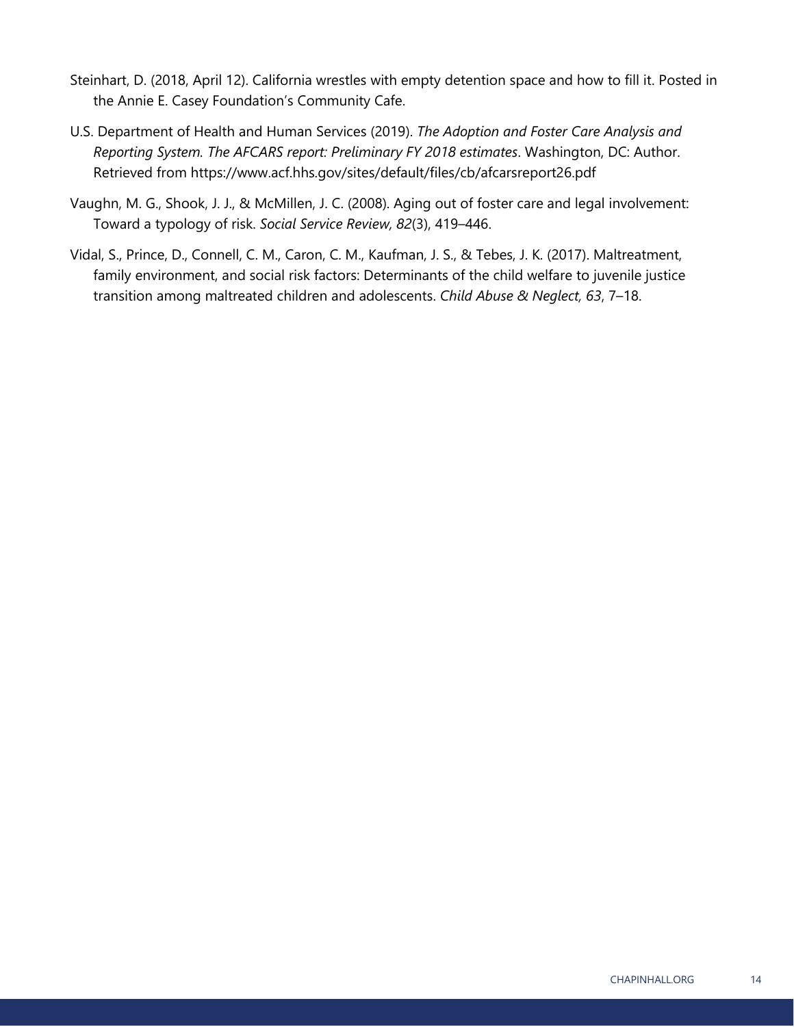Steinhart, D. (2018, April 12). California wrestles with empty detention space and how to fill it. Posted in the Annie E. Casey Foundation's Community Cafe.

U.S. Department of Health and Human Services (2019). *The Adoption and Foster Care Analysis and Reporting System. The AFCARS report: Preliminary FY 2018 estimates*. Washington, DC: Author. Retrieved from https://www.acf.hhs.gov/sites/default/files/cb/afcarsreport26.pdf

Vaughn, M. G., Shook, J. J., & McMillen, J. C. (2008). Aging out of foster care and legal involvement: Toward a typology of risk. *Social Service Review, 82*(3), 419–446.

Vidal, S., Prince, D., Connell, C. M., Caron, C. M., Kaufman, J. S., & Tebes, J. K. (2017). Maltreatment, family environment, and social risk factors: Determinants of the child welfare to juvenile justice transition among maltreated children and adolescents. *Child Abuse & Neglect, 63*, 7–18.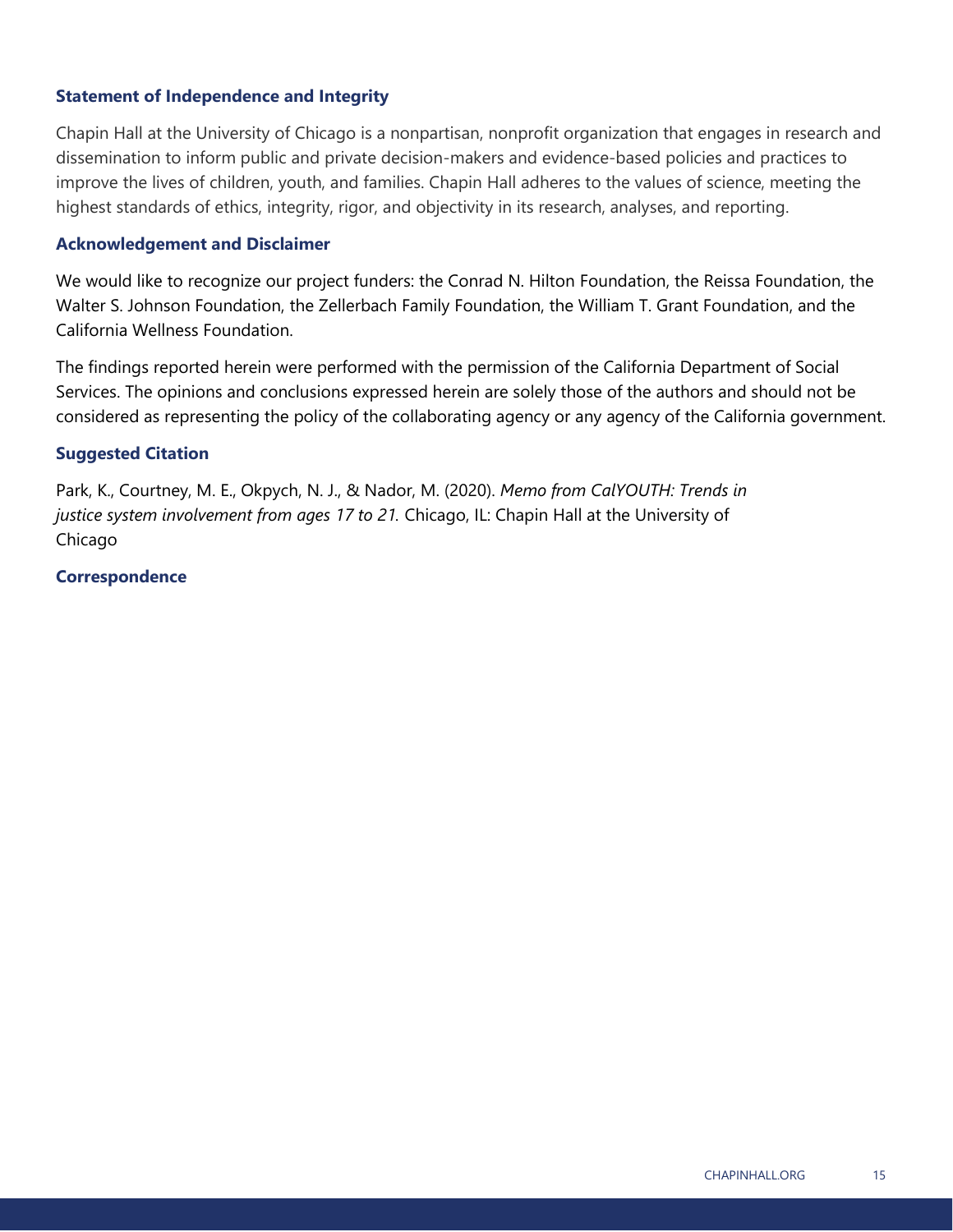### Statement of Independence and Integrity

Chapin Hall at the University of Chicago is a nonpartisan, nonprofit organization that engages in research and dissemination to inform public and private decision-makers and evidence-based policies and practices to improve the lives of children, youth, and families. Chapin Hall adheres to the values of science, meeting the highest standards of ethics, integrity, rigor, and objectivity in its research, analyses, and reporting.

### Acknowledgement and Disclaimer

We would like to recognize our project funders: the Conrad N. Hilton Foundation, the Reissa Foundation, the Walter S. Johnson Foundation, the Zellerbach Family Foundation, the William T. Grant Foundation, and the California Wellness Foundation.

The findings reported herein were performed with the permission of the California Department of Social Services. The opinions and conclusions expressed herein are solely those of the authors and should not be considered as representing the policy of the collaborating agency or any agency of the California government.

### Suggested Citation

Park, K., Courtney, M. E., Okpych, N. J., & Nador, M. (2020). *Memo from CalYOUTH: Trends in justice system involvement from ages 17 to 21.* Chicago, IL: Chapin Hall at the University of Chicago

### Correspondence